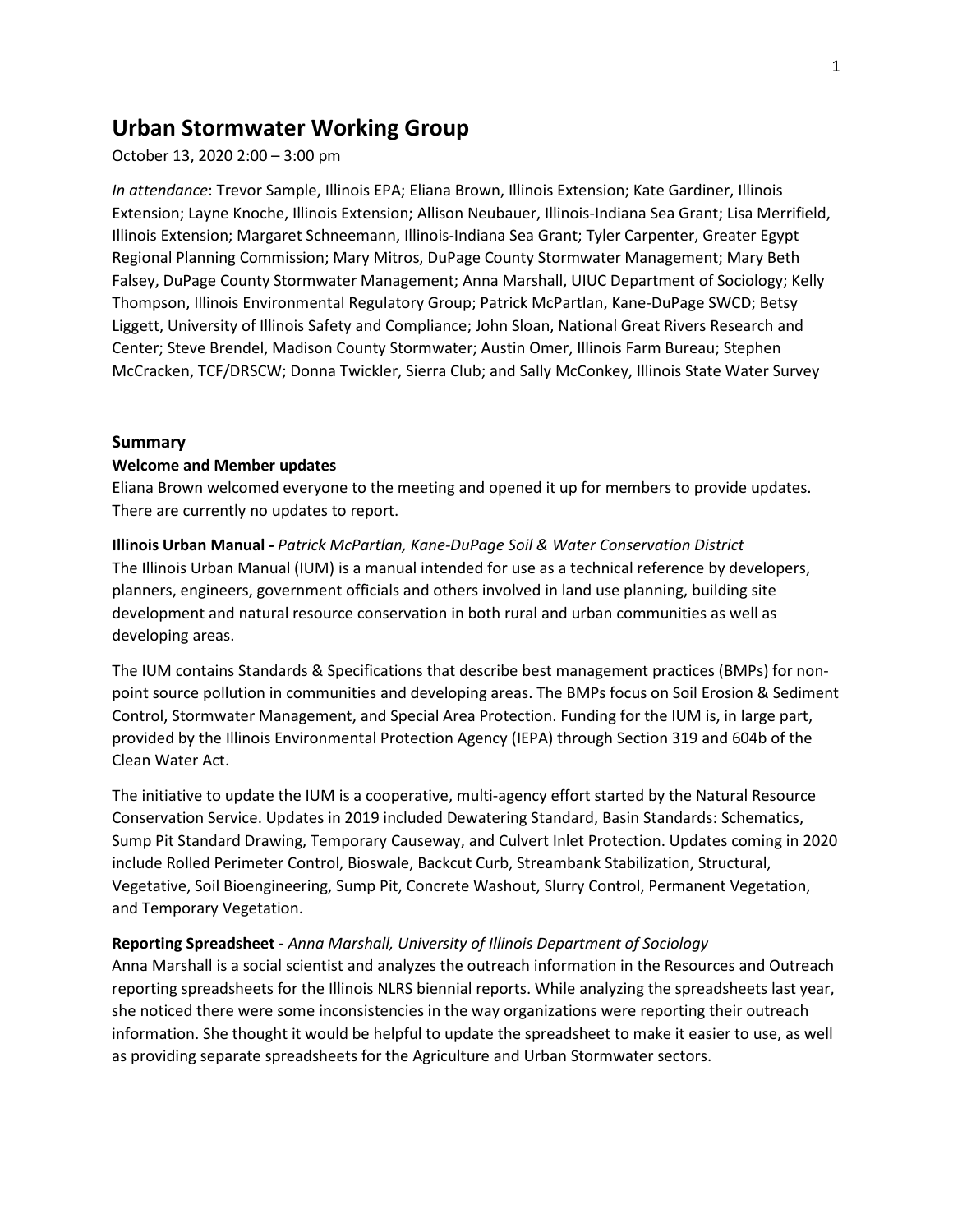# Urban Stormwater Working Group

October 13, 2020 2:00 – 3:00 pm

*In attendance*: Trevor Sample, Illinois EPA; Eliana Brown, Illinois Extension; Kate Gardiner, Illinois Extension; Layne Knoche, Illinois Extension; Allison Neubauer, Illinois-Indiana Sea Grant; Lisa Merrifield, Illinois Extension; Margaret Schneemann, Illinois-Indiana Sea Grant; Tyler Carpenter, Greater Egypt Regional Planning Commission; Mary Mitros, DuPage County Stormwater Management; Mary Beth Falsey, DuPage County Stormwater Management; Anna Marshall, UIUC Department of Sociology; Kelly Thompson, Illinois Environmental Regulatory Group; Patrick McPartlan, Kane-DuPage SWCD; Betsy Liggett, University of Illinois Safety and Compliance; John Sloan, National Great Rivers Research and Center; Steve Brendel, Madison County Stormwater; Austin Omer, Illinois Farm Bureau; Stephen McCracken, TCF/DRSCW; Donna Twickler, Sierra Club; and Sally McConkey, Illinois State Water Survey

## Summary

### Welcome and Member updates

Eliana Brown welcomed everyone to the meeting and opened it up for members to provide updates. There are currently no updates to report.

**Illinois Urban Manual -** *Patrick McPartlan, Kane-DuPage Soil & Water Conservation District*

The Illinois Urban Manual (IUM) is a manual intended for use as a technical reference by developers, planners, engineers, government officials and others involved in land use planning, building site development and natural resource conservation in both rural and urban communities as well as developing areas.

The IUM contains Standards & Specifications that describe best management practices (BMPs) for non-point source pollution in communities and developing areas. The BMPs focus on Soil Erosion & Sediment Control, Stormwater Management, and Special Area Protection. Funding for the IUM is, in large part, provided by the Illinois Environmental Protection Agency (IEPA) through Section 319 and 604b of the Clean Water Act.

The initiative to update the IUM is a cooperative, multi-agency effort started by the Natural Resource Conservation Service. Updates in 2019 included Dewatering Standard, Basin Standards: Schematics, Sump Pit Standard Drawing, Temporary Causeway, and Culvert Inlet Protection. Updates coming in 2020 include Rolled Perimeter Control, Bioswale, Backcut Curb, Streambank Stabilization, Structural, Vegetative, Soil Bioengineering, Sump Pit, Concrete Washout, Slurry Control, Permanent Vegetation, and Temporary Vegetation.

**Reporting Spreadsheet -** *Anna Marshall, University of Illinois Department of Sociology*

Anna Marshall is a social scientist and analyzes the outreach information in the Resources and Outreach reporting spreadsheets for the Illinois NLRS biennial reports. While analyzing the spreadsheets last year, she noticed there were some inconsistencies in the way organizations were reporting their outreach information. She thought it would be helpful to update the spreadsheet to make it easier to use, as well as providing separate spreadsheets for the Agriculture and Urban Stormwater sectors.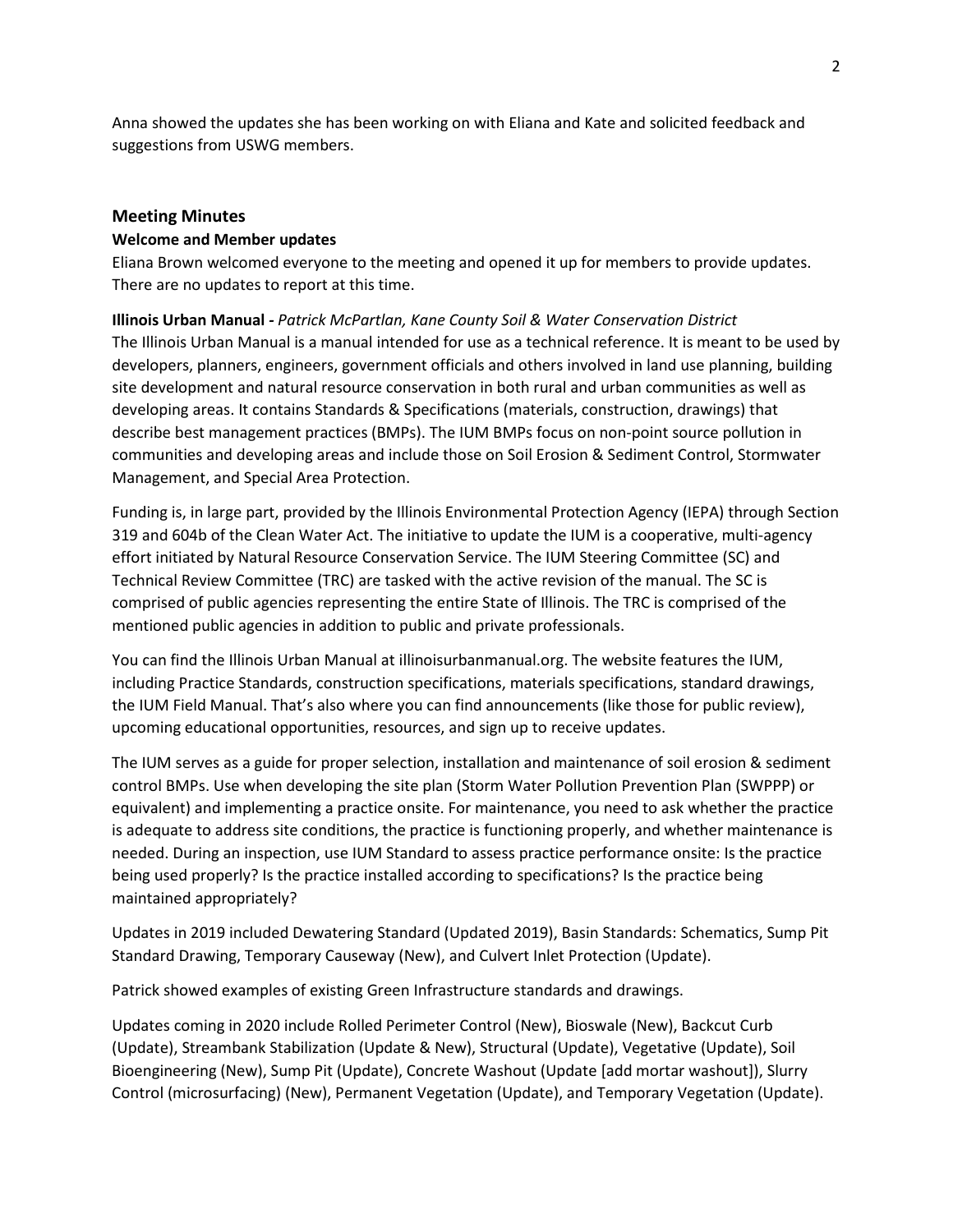Anna showed the updates she has been working on with Eliana and Kate and solicited feedback and suggestions from USWG members.

## Meeting Minutes

### Welcome and Member updates

Eliana Brown welcomed everyone to the meeting and opened it up for members to provide updates. There are no updates to report at this time.

**Illinois Urban Manual -** *Patrick McPartlan, Kane County Soil & Water Conservation District*

The Illinois Urban Manual is a manual intended for use as a technical reference. It is meant to be used by developers, planners, engineers, government officials and others involved in land use planning, building site development and natural resource conservation in both rural and urban communities as well as developing areas. It contains Standards & Specifications (materials, construction, drawings) that describe best management practices (BMPs). The IUM BMPs focus on non-point source pollution in communities and developing areas and include those on Soil Erosion & Sediment Control, Stormwater Management, and Special Area Protection.

Funding is, in large part, provided by the Illinois Environmental Protection Agency (IEPA) through Section 319 and 604b of the Clean Water Act. The initiative to update the IUM is a cooperative, multi-agency effort initiated by Natural Resource Conservation Service. The IUM Steering Committee (SC) and Technical Review Committee (TRC) are tasked with the active revision of the manual. The SC is comprised of public agencies representing the entire State of Illinois. The TRC is comprised of the mentioned public agencies in addition to public and private professionals.

You can find the Illinois Urban Manual at illinoisurbanmanual.org. The website features the IUM, including Practice Standards, construction specifications, materials specifications, standard drawings, the IUM Field Manual. That's also where you can find announcements (like those for public review), upcoming educational opportunities, resources, and sign up to receive updates.

The IUM serves as a guide for proper selection, installation and maintenance of soil erosion & sediment control BMPs. Use when developing the site plan (Storm Water Pollution Prevention Plan (SWPPP) or equivalent) and implementing a practice onsite. For maintenance, you need to ask whether the practice is adequate to address site conditions, the practice is functioning properly, and whether maintenance is needed. During an inspection, use IUM Standard to assess practice performance onsite: Is the practice being used properly? Is the practice installed according to specifications? Is the practice being maintained appropriately?

Updates in 2019 included Dewatering Standard (Updated 2019), Basin Standards: Schematics, Sump Pit Standard Drawing, Temporary Causeway (New), and Culvert Inlet Protection (Update).

Patrick showed examples of existing Green Infrastructure standards and drawings.

Updates coming in 2020 include Rolled Perimeter Control (New), Bioswale (New), Backcut Curb (Update), Streambank Stabilization (Update & New), Structural (Update), Vegetative (Update), Soil Bioengineering (New), Sump Pit (Update), Concrete Washout (Update [add mortar washout]), Slurry Control (microsurfacing) (New), Permanent Vegetation (Update), and Temporary Vegetation (Update).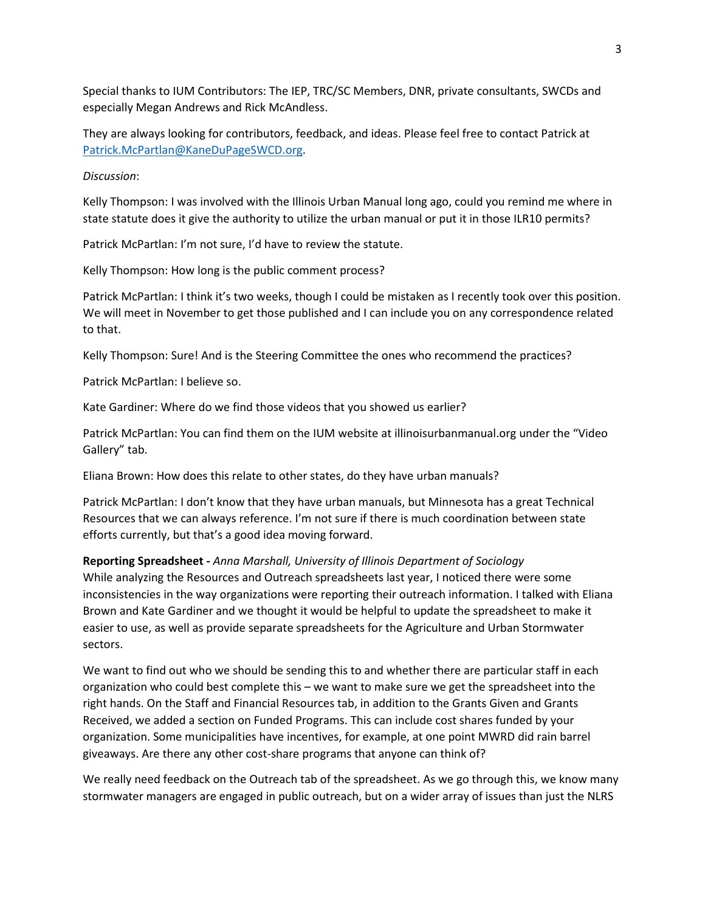Special thanks to IUM Contributors: The IEP, TRC/SC Members, DNR, private consultants, SWCDs and especially Megan Andrews and Rick McAndless.

They are always looking for contributors, feedback, and ideas. Please feel free to contact Patrick at [Patrick.McPartlan@KaneDuPageSWCD.org](mailto:Patrick.McPartlan@KaneDuPageSWCD.org).

*Discussion*:

Kelly Thompson: I was involved with the Illinois Urban Manual long ago, could you remind me where in state statute does it give the authority to utilize the urban manual or put it in those ILR10 permits?

Patrick McPartlan: I'm not sure, I'd have to review the statute.

Kelly Thompson: How long is the public comment process?

Patrick McPartlan: I think it's two weeks, though I could be mistaken as I recently took over this position. We will meet in November to get those published and I can include you on any correspondence related to that.

Kelly Thompson: Sure! And is the Steering Committee the ones who recommend the practices?

Patrick McPartlan: I believe so.

Kate Gardiner: Where do we find those videos that you showed us earlier?

Patrick McPartlan: You can find them on the IUM website at illinoisurbanmanual.org under the "Video Gallery" tab.

Eliana Brown: How does this relate to other states, do they have urban manuals?

Patrick McPartlan: I don't know that they have urban manuals, but Minnesota has a great Technical Resources that we can always reference. I'm not sure if there is much coordination between state efforts currently, but that's a good idea moving forward.

**Reporting Spreadsheet -** *Anna Marshall, University of Illinois Department of Sociology*
While analyzing the Resources and Outreach spreadsheets last year, I noticed there were some inconsistencies in the way organizations were reporting their outreach information. I talked with Eliana Brown and Kate Gardiner and we thought it would be helpful to update the spreadsheet to make it easier to use, as well as provide separate spreadsheets for the Agriculture and Urban Stormwater sectors.

We want to find out who we should be sending this to and whether there are particular staff in each organization who could best complete this – we want to make sure we get the spreadsheet into the right hands. On the Staff and Financial Resources tab, in addition to the Grants Given and Grants Received, we added a section on Funded Programs. This can include cost shares funded by your organization. Some municipalities have incentives, for example, at one point MWRD did rain barrel giveaways. Are there any other cost-share programs that anyone can think of?

We really need feedback on the Outreach tab of the spreadsheet. As we go through this, we know many stormwater managers are engaged in public outreach, but on a wider array of issues than just the NLRS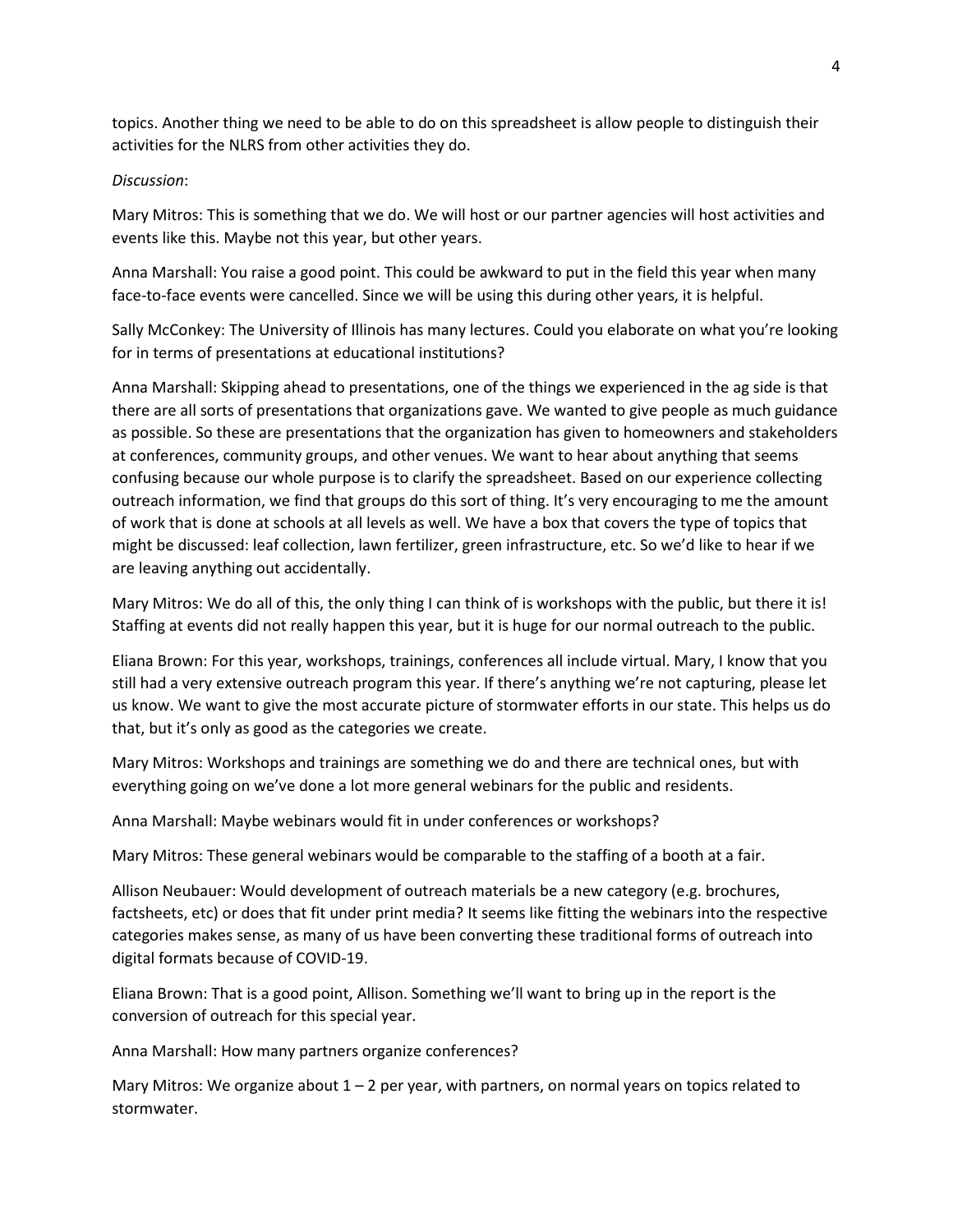topics. Another thing we need to be able to do on this spreadsheet is allow people to distinguish their activities for the NLRS from other activities they do.

*Discussion*:

Mary Mitros: This is something that we do. We will host or our partner agencies will host activities and events like this. Maybe not this year, but other years.

Anna Marshall: You raise a good point. This could be awkward to put in the field this year when many face-to-face events were cancelled. Since we will be using this during other years, it is helpful.

Sally McConkey: The University of Illinois has many lectures. Could you elaborate on what you're looking for in terms of presentations at educational institutions?

Anna Marshall: Skipping ahead to presentations, one of the things we experienced in the ag side is that there are all sorts of presentations that organizations gave. We wanted to give people as much guidance as possible. So these are presentations that the organization has given to homeowners and stakeholders at conferences, community groups, and other venues. We want to hear about anything that seems confusing because our whole purpose is to clarify the spreadsheet. Based on our experience collecting outreach information, we find that groups do this sort of thing. It's very encouraging to me the amount of work that is done at schools at all levels as well. We have a box that covers the type of topics that might be discussed: leaf collection, lawn fertilizer, green infrastructure, etc. So we'd like to hear if we are leaving anything out accidentally.

Mary Mitros: We do all of this, the only thing I can think of is workshops with the public, but there it is! Staffing at events did not really happen this year, but it is huge for our normal outreach to the public.

Eliana Brown: For this year, workshops, trainings, conferences all include virtual. Mary, I know that you still had a very extensive outreach program this year. If there's anything we're not capturing, please let us know. We want to give the most accurate picture of stormwater efforts in our state. This helps us do that, but it's only as good as the categories we create.

Mary Mitros: Workshops and trainings are something we do and there are technical ones, but with everything going on we've done a lot more general webinars for the public and residents.

Anna Marshall: Maybe webinars would fit in under conferences or workshops?

Mary Mitros: These general webinars would be comparable to the staffing of a booth at a fair.

Allison Neubauer: Would development of outreach materials be a new category (e.g. brochures, factsheets, etc) or does that fit under print media? It seems like fitting the webinars into the respective categories makes sense, as many of us have been converting these traditional forms of outreach into digital formats because of COVID-19.

Eliana Brown: That is a good point, Allison. Something we'll want to bring up in the report is the conversion of outreach for this special year.

Anna Marshall: How many partners organize conferences?

Mary Mitros: We organize about 1 – 2 per year, with partners, on normal years on topics related to stormwater.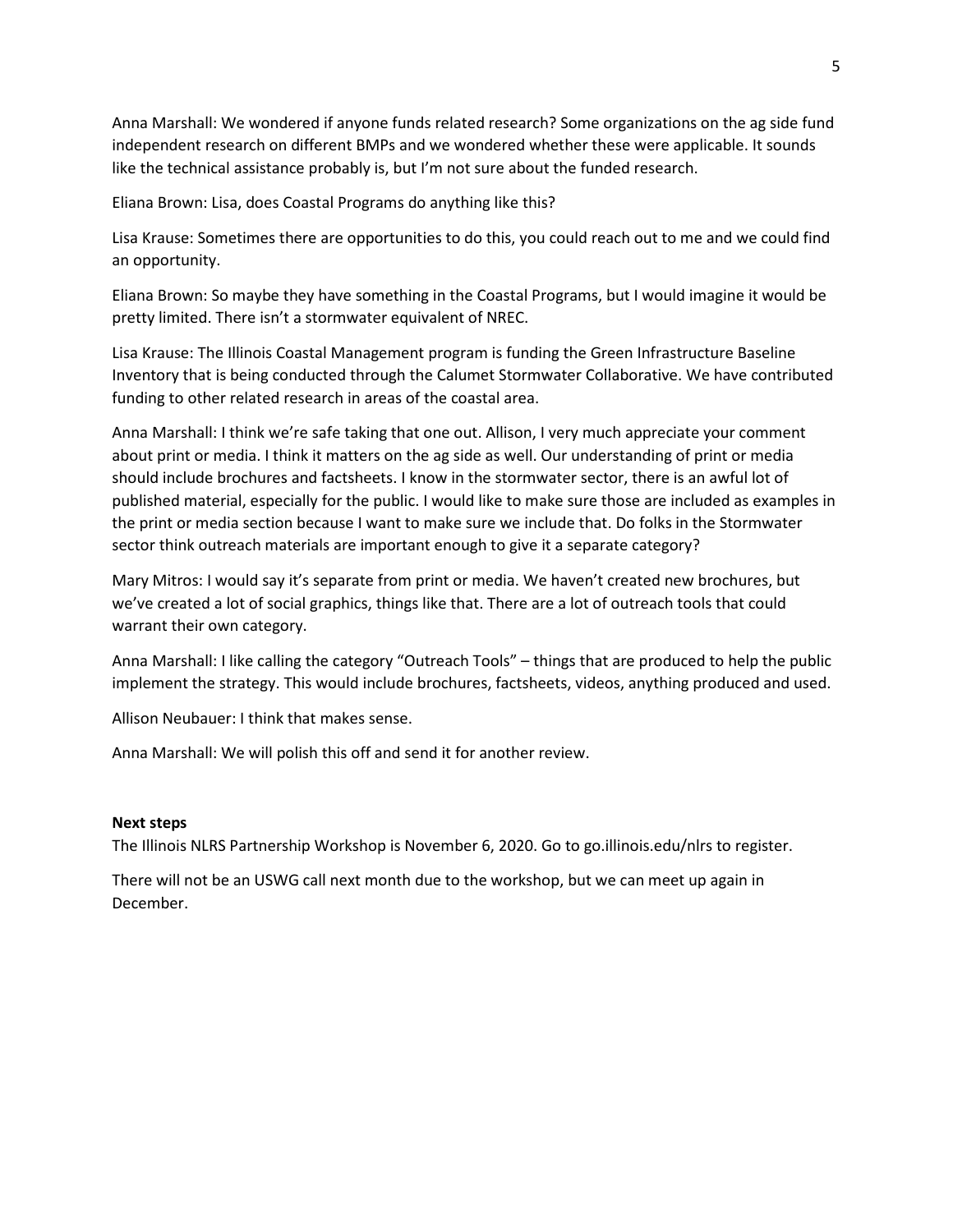Anna Marshall: We wondered if anyone funds related research? Some organizations on the ag side fund independent research on different BMPs and we wondered whether these were applicable. It sounds like the technical assistance probably is, but I'm not sure about the funded research.

Eliana Brown: Lisa, does Coastal Programs do anything like this?

Lisa Krause: Sometimes there are opportunities to do this, you could reach out to me and we could find an opportunity.

Eliana Brown: So maybe they have something in the Coastal Programs, but I would imagine it would be pretty limited. There isn't a stormwater equivalent of NREC.

Lisa Krause: The Illinois Coastal Management program is funding the Green Infrastructure Baseline Inventory that is being conducted through the Calumet Stormwater Collaborative. We have contributed funding to other related research in areas of the coastal area.

Anna Marshall: I think we're safe taking that one out. Allison, I very much appreciate your comment about print or media. I think it matters on the ag side as well. Our understanding of print or media should include brochures and factsheets. I know in the stormwater sector, there is an awful lot of published material, especially for the public. I would like to make sure those are included as examples in the print or media section because I want to make sure we include that. Do folks in the Stormwater sector think outreach materials are important enough to give it a separate category?

Mary Mitros: I would say it's separate from print or media. We haven't created new brochures, but we've created a lot of social graphics, things like that. There are a lot of outreach tools that could warrant their own category.

Anna Marshall: I like calling the category "Outreach Tools" – things that are produced to help the public implement the strategy. This would include brochures, factsheets, videos, anything produced and used.

Allison Neubauer: I think that makes sense.

Anna Marshall: We will polish this off and send it for another review.

**Next steps**

The Illinois NLRS Partnership Workshop is November 6, 2020. Go to go.illinois.edu/nlrs to register.

There will not be an USWG call next month due to the workshop, but we can meet up again in December.